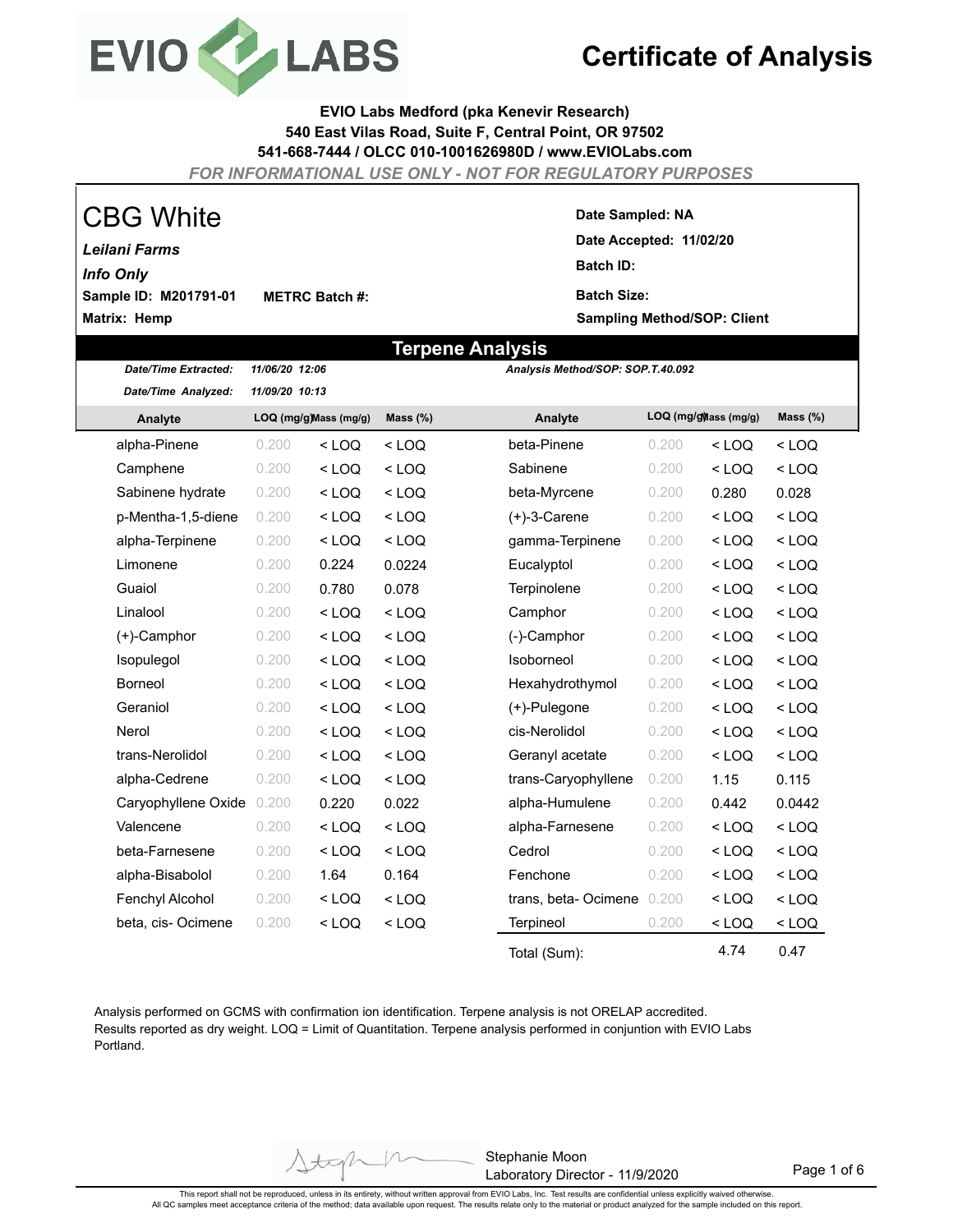# EVIO LABS

# Certificate of Analysis

**EVIO Labs Medford (pka Kenevir Research)**
**540 East Vilas Road, Suite F, Central Point, OR 97502**
**541-668-7444 / OLCC 010-1001626980D / www.EVIOLabs.com**

*FOR INFORMATIONAL USE ONLY - NOT FOR REGULATORY PURPOSES*

## CBG White

***Leilani Farms***

***Info Only***

**Sample ID: M201791-01** **METRC Batch #:**

**Matrix: Hemp**

**Date Sampled: NA**

**Date Accepted: 11/02/20**

**Batch ID:**

**Batch Size:**

**Sampling Method/SOP: Client**

## Terpene Analysis

***Date/Time Extracted:*** *11/06/20 12:06*

***Date/Time Analyzed:*** *11/09/20 10:13*

***Analysis Method/SOP: SOP.T.40.092***

| Analyte | LOQ (mg/g) | Mass (mg/g) | Mass (%) | Analyte | LOQ (mg/g) | Mass (mg/g) | Mass (%) |
|---|---|---|---|---|---|---|---|
| alpha-Pinene | 0.200 | < LOQ | < LOQ | beta-Pinene | 0.200 | < LOQ | < LOQ |
| Camphene | 0.200 | < LOQ | < LOQ | Sabinene | 0.200 | < LOQ | < LOQ |
| Sabinene hydrate | 0.200 | < LOQ | < LOQ | beta-Myrcene | 0.200 | 0.280 | 0.028 |
| p-Mentha-1,5-diene | 0.200 | < LOQ | < LOQ | (+)-3-Carene | 0.200 | < LOQ | < LOQ |
| alpha-Terpinene | 0.200 | < LOQ | < LOQ | gamma-Terpinene | 0.200 | < LOQ | < LOQ |
| Limonene | 0.200 | 0.224 | 0.0224 | Eucalyptol | 0.200 | < LOQ | < LOQ |
| Guaiol | 0.200 | 0.780 | 0.078 | Terpinolene | 0.200 | < LOQ | < LOQ |
| Linalool | 0.200 | < LOQ | < LOQ | Camphor | 0.200 | < LOQ | < LOQ |
| (+)-Camphor | 0.200 | < LOQ | < LOQ | (-)-Camphor | 0.200 | < LOQ | < LOQ |
| Isopulegol | 0.200 | < LOQ | < LOQ | Isoborneol | 0.200 | < LOQ | < LOQ |
| Borneol | 0.200 | < LOQ | < LOQ | Hexahydrothymol | 0.200 | < LOQ | < LOQ |
| Geraniol | 0.200 | < LOQ | < LOQ | (+)-Pulegone | 0.200 | < LOQ | < LOQ |
| Nerol | 0.200 | < LOQ | < LOQ | cis-Nerolidol | 0.200 | < LOQ | < LOQ |
| trans-Nerolidol | 0.200 | < LOQ | < LOQ | Geranyl acetate | 0.200 | < LOQ | < LOQ |
| alpha-Cedrene | 0.200 | < LOQ | < LOQ | trans-Caryophyllene | 0.200 | 1.15 | 0.115 |
| Caryophyllene Oxide | 0.200 | 0.220 | 0.022 | alpha-Humulene | 0.200 | 0.442 | 0.0442 |
| Valencene | 0.200 | < LOQ | < LOQ | alpha-Farnesene | 0.200 | < LOQ | < LOQ |
| beta-Farnesene | 0.200 | < LOQ | < LOQ | Cedrol | 0.200 | < LOQ | < LOQ |
| alpha-Bisabolol | 0.200 | 1.64 | 0.164 | Fenchone | 0.200 | < LOQ | < LOQ |
| Fenchyl Alcohol | 0.200 | < LOQ | < LOQ | trans, beta- Ocimene | 0.200 | < LOQ | < LOQ |
| beta, cis- Ocimene | 0.200 | < LOQ | < LOQ | Terpineol | 0.200 | < LOQ | < LOQ |
| | | | | Total (Sum): | | 4.74 | 0.47 |

Analysis performed on GCMS with confirmation ion identification. Terpene analysis is not ORELAP accredited. Results reported as dry weight. LOQ = Limit of Quantitation. Terpene analysis performed in conjuntion with EVIO Labs Portland.

Stephanie Moon
Laboratory Director - 11/9/2020

This report shall not be reproduced, unless in its entirety, without written approval from EVIO Labs, Inc. Test results are confidential unless explicitly waived otherwise. All QC samples meet acceptance criteria of the method; data available upon request. The results relate only to the material or product analyzed for the sample included on this report.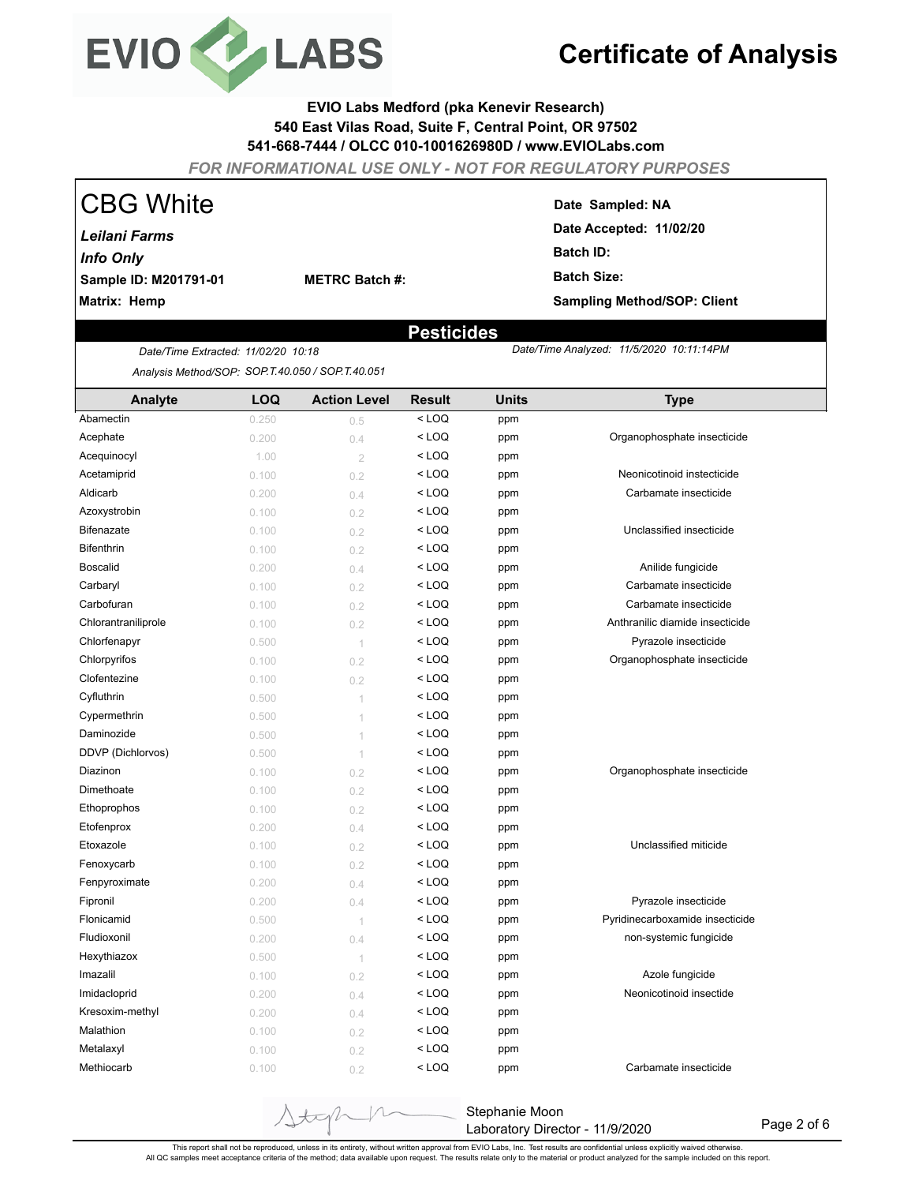# Certificate of Analysis

**EVIO Labs Medford (pka Kenevir Research)**
**540 East Vilas Road, Suite F, Central Point, OR 97502**
**541-668-7444 / OLCC 010-1001626980D / www.EVIOLabs.com**

*FOR INFORMATIONAL USE ONLY - NOT FOR REGULATORY PURPOSES*

## CBG White

***Leilani Farms***
***Info Only***
**Sample ID: M201791-01** **METRC Batch #:**
**Matrix: Hemp**

**Date Sampled: NA**
**Date Accepted: 11/02/20**
**Batch ID:**
**Batch Size:**
**Sampling Method/SOP: Client**

## Pesticides

*Date/Time Extracted: 11/02/20 10:18*
*Date/Time Analyzed: 11/5/2020 10:11:14PM*
*Analysis Method/SOP: SOP.T.40.050 / SOP.T.40.051*

| Analyte | LOQ | Action Level | Result | Units | Type |
|---|---|---|---|---|---|
| Abamectin | 0.250 | 0.5 | < LOQ | ppm | |
| Acephate | 0.200 | 0.4 | < LOQ | ppm | Organophosphate insecticide |
| Acequinocyl | 1.00 | 2 | < LOQ | ppm | |
| Acetamiprid | 0.100 | 0.2 | < LOQ | ppm | Neonicotinoid instecticide |
| Aldicarb | 0.200 | 0.4 | < LOQ | ppm | Carbamate insecticide |
| Azoxystrobin | 0.100 | 0.2 | < LOQ | ppm | |
| Bifenazate | 0.100 | 0.2 | < LOQ | ppm | Unclassified insecticide |
| Bifenthrin | 0.100 | 0.2 | < LOQ | ppm | |
| Boscalid | 0.200 | 0.4 | < LOQ | ppm | Anilide fungicide |
| Carbaryl | 0.100 | 0.2 | < LOQ | ppm | Carbamate insecticide |
| Carbofuran | 0.100 | 0.2 | < LOQ | ppm | Carbamate insecticide |
| Chlorantraniliprole | 0.100 | 0.2 | < LOQ | ppm | Anthranilic diamide insecticide |
| Chlorfenapyr | 0.500 | 1 | < LOQ | ppm | Pyrazole insecticide |
| Chlorpyrifos | 0.100 | 0.2 | < LOQ | ppm | Organophosphate insecticide |
| Clofentezine | 0.100 | 0.2 | < LOQ | ppm | |
| Cyfluthrin | 0.500 | 1 | < LOQ | ppm | |
| Cypermethrin | 0.500 | 1 | < LOQ | ppm | |
| Daminozide | 0.500 | 1 | < LOQ | ppm | |
| DDVP (Dichlorvos) | 0.500 | 1 | < LOQ | ppm | |
| Diazinon | 0.100 | 0.2 | < LOQ | ppm | Organophosphate insecticide |
| Dimethoate | 0.100 | 0.2 | < LOQ | ppm | |
| Ethoprophos | 0.100 | 0.2 | < LOQ | ppm | |
| Etofenprox | 0.200 | 0.4 | < LOQ | ppm | |
| Etoxazole | 0.100 | 0.2 | < LOQ | ppm | Unclassified miticide |
| Fenoxycarb | 0.100 | 0.2 | < LOQ | ppm | |
| Fenpyroximate | 0.200 | 0.4 | < LOQ | ppm | |
| Fipronil | 0.200 | 0.4 | < LOQ | ppm | Pyrazole insecticide |
| Flonicamid | 0.500 | 1 | < LOQ | ppm | Pyridinecarboxamide insecticide |
| Fludioxonil | 0.200 | 0.4 | < LOQ | ppm | non-systemic fungicide |
| Hexythiazox | 0.500 | 1 | < LOQ | ppm | |
| Imazalil | 0.100 | 0.2 | < LOQ | ppm | Azole fungicide |
| Imidacloprid | 0.200 | 0.4 | < LOQ | ppm | Neonicotinoid insectide |
| Kresoxim-methyl | 0.200 | 0.4 | < LOQ | ppm | |
| Malathion | 0.100 | 0.2 | < LOQ | ppm | |
| Metalaxyl | 0.100 | 0.2 | < LOQ | ppm | |
| Methiocarb | 0.100 | 0.2 | < LOQ | ppm | Carbamate insecticide |

Stephanie Moon
Laboratory Director - 11/9/2020

This report shall not be reproduced, unless in its entirety, without written approval from EVIO Labs, Inc. Test results are confidential unless explicitly waived otherwise.
All QC samples meet acceptance criteria of the method; data available upon request. The results relate only to the material or product analyzed for the sample included on this report.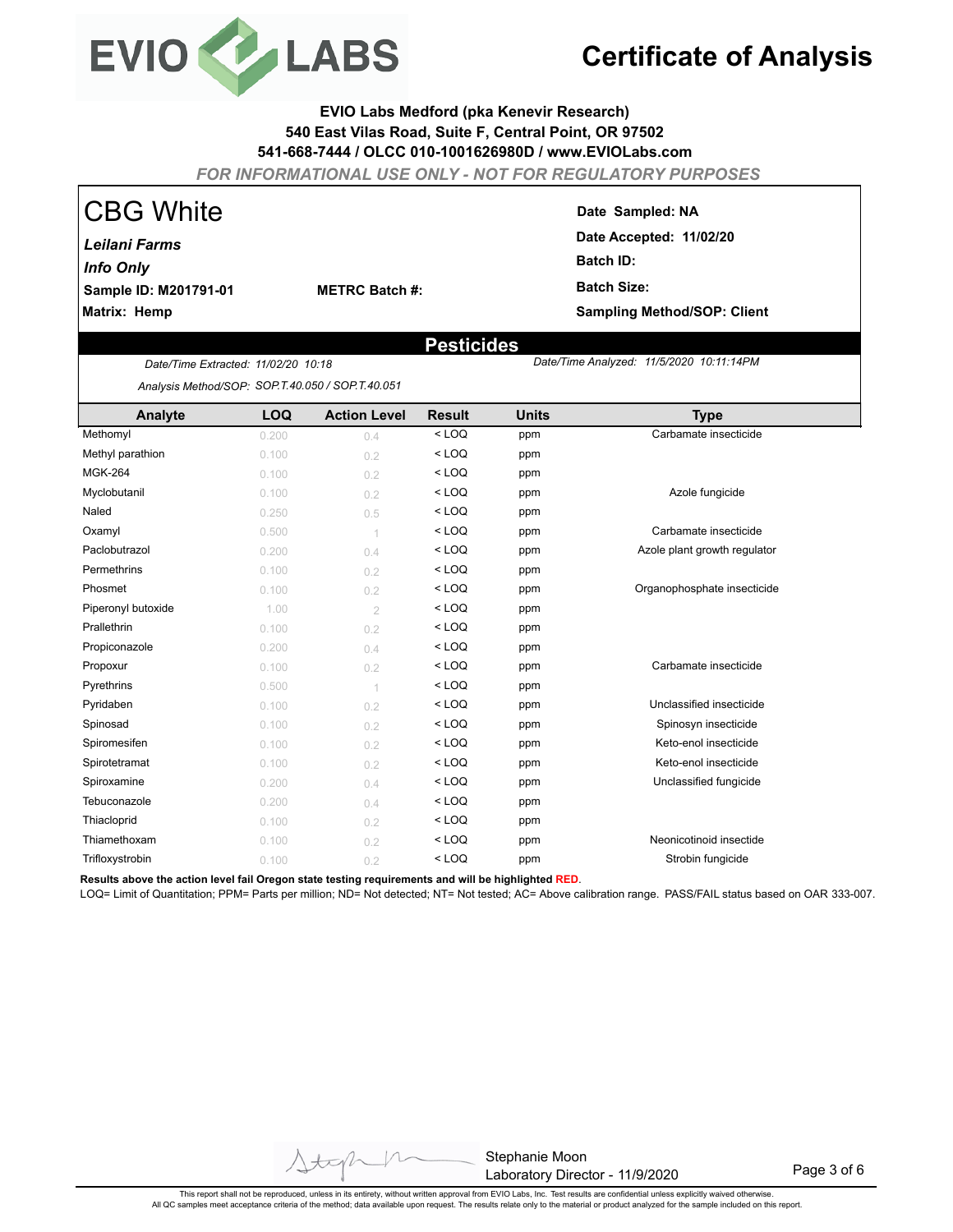# Certificate of Analysis

**EVIO Labs Medford (pka Kenevir Research)**
**540 East Vilas Road, Suite F, Central Point, OR 97502**
**541-668-7444 / OLCC 010-1001626980D / www.EVIOLabs.com**

*FOR INFORMATIONAL USE ONLY - NOT FOR REGULATORY PURPOSES*

## CBG White

***Leilani Farms***
***Info Only***

**Sample ID: M201791-01** **METRC Batch #:**
**Matrix: Hemp**

**Date Sampled: NA**
**Date Accepted: 11/02/20**
**Batch ID:**
**Batch Size:**
**Sampling Method/SOP: Client**

## Pesticides

*Date/Time Extracted: 11/02/20 10:18*
*Date/Time Analyzed: 11/5/2020 10:11:14PM*
*Analysis Method/SOP: SOP.T.40.050 / SOP.T.40.051*

| Analyte | LOQ | Action Level | Result | Units | Type |
|---|---|---|---|---|---|
| Methomyl | 0.200 | 0.4 | < LOQ | ppm | Carbamate insecticide |
| Methyl parathion | 0.100 | 0.2 | < LOQ | ppm | |
| MGK-264 | 0.100 | 0.2 | < LOQ | ppm | |
| Myclobutanil | 0.100 | 0.2 | < LOQ | ppm | Azole fungicide |
| Naled | 0.250 | 0.5 | < LOQ | ppm | |
| Oxamyl | 0.500 | 1 | < LOQ | ppm | Carbamate insecticide |
| Paclobutrazol | 0.200 | 0.4 | < LOQ | ppm | Azole plant growth regulator |
| Permethrins | 0.100 | 0.2 | < LOQ | ppm | |
| Phosmet | 0.100 | 0.2 | < LOQ | ppm | Organophosphate insecticide |
| Piperonyl butoxide | 1.00 | 2 | < LOQ | ppm | |
| Prallethrin | 0.100 | 0.2 | < LOQ | ppm | |
| Propiconazole | 0.200 | 0.4 | < LOQ | ppm | |
| Propoxur | 0.100 | 0.2 | < LOQ | ppm | Carbamate insecticide |
| Pyrethrins | 0.500 | 1 | < LOQ | ppm | |
| Pyridaben | 0.100 | 0.2 | < LOQ | ppm | Unclassified insecticide |
| Spinosad | 0.100 | 0.2 | < LOQ | ppm | Spinosyn insecticide |
| Spiromesifen | 0.100 | 0.2 | < LOQ | ppm | Keto-enol insecticide |
| Spirotetramat | 0.100 | 0.2 | < LOQ | ppm | Keto-enol insecticide |
| Spiroxamine | 0.200 | 0.4 | < LOQ | ppm | Unclassified fungicide |
| Tebuconazole | 0.200 | 0.4 | < LOQ | ppm | |
| Thiacloprid | 0.100 | 0.2 | < LOQ | ppm | |
| Thiamethoxam | 0.100 | 0.2 | < LOQ | ppm | Neonicotinoid insectide |
| Trifloxystrobin | 0.100 | 0.2 | < LOQ | ppm | Strobin fungicide |

**Results above the action level fail Oregon state testing requirements and will be highlighted RED.**

LOQ= Limit of Quantitation; PPM= Parts per million; ND= Not detected; NT= Not tested; AC= Above calibration range. PASS/FAIL status based on OAR 333-007.

Stephanie Moon
Laboratory Director - 11/9/2020

This report shall not be reproduced, unless in its entirety, without written approval from EVIO Labs, Inc. Test results are confidential unless explicitly waived otherwise.
All QC samples meet acceptance criteria of the method; data available upon request. The results relate only to the material or product analyzed for the sample included on this report.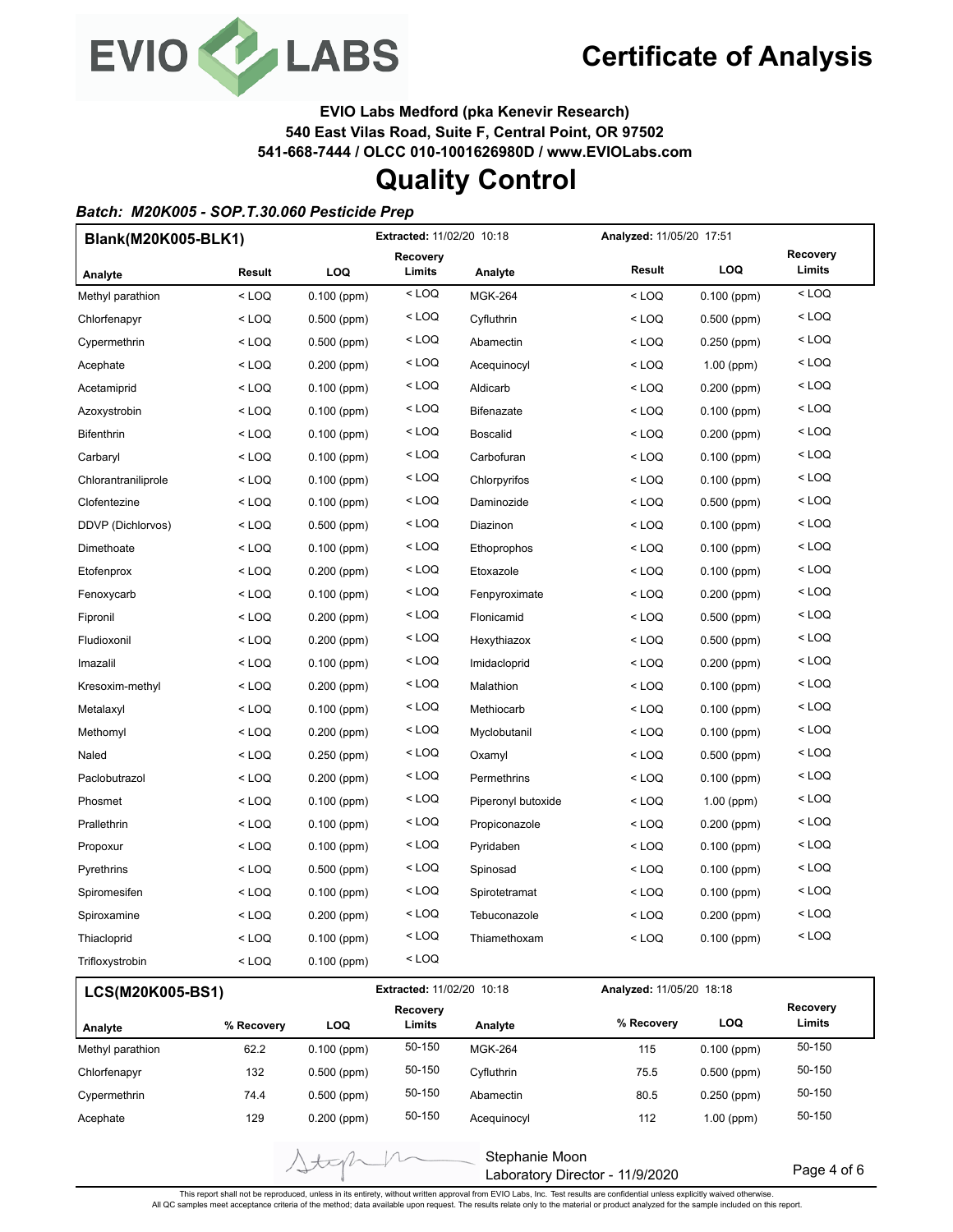# Certificate of Analysis

**EVIO Labs Medford (pka Kenevir Research)**
**540 East Vilas Road, Suite F, Central Point, OR 97502**
**541-668-7444 / OLCC 010-1001626980D / www.EVIOLabs.com**

## Quality Control

***Batch: M20K005 - SOP.T.30.060 Pesticide Prep***

**Blank(M20K005-BLK1)** — **Extracted:** 11/02/20 10:18 — **Analyzed:** 11/05/20 17:51

| Analyte | Result | LOQ | Recovery Limits | Analyte | Result | LOQ | Recovery Limits |
|---|---|---|---|---|---|---|---|
| Methyl parathion | < LOQ | 0.100 (ppm) | < LOQ | MGK-264 | < LOQ | 0.100 (ppm) | < LOQ |
| Chlorfenapyr | < LOQ | 0.500 (ppm) | < LOQ | Cyfluthrin | < LOQ | 0.500 (ppm) | < LOQ |
| Cypermethrin | < LOQ | 0.500 (ppm) | < LOQ | Abamectin | < LOQ | 0.250 (ppm) | < LOQ |
| Acephate | < LOQ | 0.200 (ppm) | < LOQ | Acequinocyl | < LOQ | 1.00 (ppm) | < LOQ |
| Acetamiprid | < LOQ | 0.100 (ppm) | < LOQ | Aldicarb | < LOQ | 0.200 (ppm) | < LOQ |
| Azoxystrobin | < LOQ | 0.100 (ppm) | < LOQ | Bifenazate | < LOQ | 0.100 (ppm) | < LOQ |
| Bifenthrin | < LOQ | 0.100 (ppm) | < LOQ | Boscalid | < LOQ | 0.200 (ppm) | < LOQ |
| Carbaryl | < LOQ | 0.100 (ppm) | < LOQ | Carbofuran | < LOQ | 0.100 (ppm) | < LOQ |
| Chlorantraniliprole | < LOQ | 0.100 (ppm) | < LOQ | Chlorpyrifos | < LOQ | 0.100 (ppm) | < LOQ |
| Clofentezine | < LOQ | 0.100 (ppm) | < LOQ | Daminozide | < LOQ | 0.500 (ppm) | < LOQ |
| DDVP (Dichlorvos) | < LOQ | 0.500 (ppm) | < LOQ | Diazinon | < LOQ | 0.100 (ppm) | < LOQ |
| Dimethoate | < LOQ | 0.100 (ppm) | < LOQ | Ethoprophos | < LOQ | 0.100 (ppm) | < LOQ |
| Etofenprox | < LOQ | 0.200 (ppm) | < LOQ | Etoxazole | < LOQ | 0.100 (ppm) | < LOQ |
| Fenoxycarb | < LOQ | 0.100 (ppm) | < LOQ | Fenpyroximate | < LOQ | 0.200 (ppm) | < LOQ |
| Fipronil | < LOQ | 0.200 (ppm) | < LOQ | Flonicamid | < LOQ | 0.500 (ppm) | < LOQ |
| Fludioxonil | < LOQ | 0.200 (ppm) | < LOQ | Hexythiazox | < LOQ | 0.500 (ppm) | < LOQ |
| Imazalil | < LOQ | 0.100 (ppm) | < LOQ | Imidacloprid | < LOQ | 0.200 (ppm) | < LOQ |
| Kresoxim-methyl | < LOQ | 0.200 (ppm) | < LOQ | Malathion | < LOQ | 0.100 (ppm) | < LOQ |
| Metalaxyl | < LOQ | 0.100 (ppm) | < LOQ | Methiocarb | < LOQ | 0.100 (ppm) | < LOQ |
| Methomyl | < LOQ | 0.200 (ppm) | < LOQ | Myclobutanil | < LOQ | 0.100 (ppm) | < LOQ |
| Naled | < LOQ | 0.250 (ppm) | < LOQ | Oxamyl | < LOQ | 0.500 (ppm) | < LOQ |
| Paclobutrazol | < LOQ | 0.200 (ppm) | < LOQ | Permethrins | < LOQ | 0.100 (ppm) | < LOQ |
| Phosmet | < LOQ | 0.100 (ppm) | < LOQ | Piperonyl butoxide | < LOQ | 1.00 (ppm) | < LOQ |
| Prallethrin | < LOQ | 0.100 (ppm) | < LOQ | Propiconazole | < LOQ | 0.200 (ppm) | < LOQ |
| Propoxur | < LOQ | 0.100 (ppm) | < LOQ | Pyridaben | < LOQ | 0.100 (ppm) | < LOQ |
| Pyrethrins | < LOQ | 0.500 (ppm) | < LOQ | Spinosad | < LOQ | 0.100 (ppm) | < LOQ |
| Spiromesifen | < LOQ | 0.100 (ppm) | < LOQ | Spirotetramat | < LOQ | 0.100 (ppm) | < LOQ |
| Spiroxamine | < LOQ | 0.200 (ppm) | < LOQ | Tebuconazole | < LOQ | 0.200 (ppm) | < LOQ |
| Thiacloprid | < LOQ | 0.100 (ppm) | < LOQ | Thiamethoxam | < LOQ | 0.100 (ppm) | < LOQ |
| Trifloxystrobin | < LOQ | 0.100 (ppm) | < LOQ | | | | |

**LCS(M20K005-BS1)** — **Extracted:** 11/02/20 10:18 — **Analyzed:** 11/05/20 18:18

| Analyte | % Recovery | LOQ | Recovery Limits | Analyte | % Recovery | LOQ | Recovery Limits |
|---|---|---|---|---|---|---|---|
| Methyl parathion | 62.2 | 0.100 (ppm) | 50-150 | MGK-264 | 115 | 0.100 (ppm) | 50-150 |
| Chlorfenapyr | 132 | 0.500 (ppm) | 50-150 | Cyfluthrin | 75.5 | 0.500 (ppm) | 50-150 |
| Cypermethrin | 74.4 | 0.500 (ppm) | 50-150 | Abamectin | 80.5 | 0.250 (ppm) | 50-150 |
| Acephate | 129 | 0.200 (ppm) | 50-150 | Acequinocyl | 112 | 1.00 (ppm) | 50-150 |

Stephanie Moon
Laboratory Director - 11/9/2020

This report shall not be reproduced, unless in its entirety, without written approval from EVIO Labs, Inc. Test results are confidential unless explicitly waived otherwise.
All QC samples meet acceptance criteria of the method; data available upon request. The results relate only to the material or product analyzed for the sample included on this report.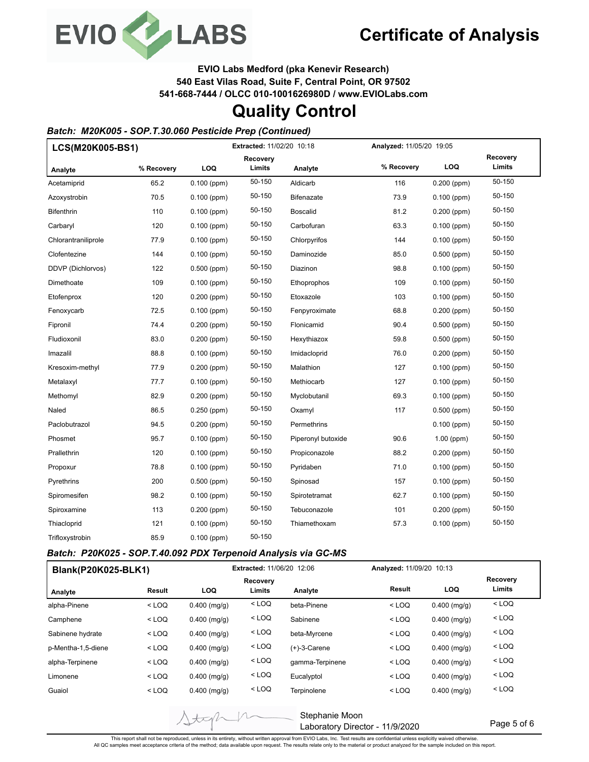# Certificate of Analysis

**EVIO Labs Medford (pka Kenevir Research)**
**540 East Vilas Road, Suite F, Central Point, OR 97502**
**541-668-7444 / OLCC 010-1001626980D / www.EVIOLabs.com**

# Quality Control

### *Batch: M20K005 - SOP.T.30.060 Pesticide Prep (Continued)*

**LCS(M20K005-BS1)** — **Extracted:** 11/02/20 10:18 — **Analyzed:** 11/05/20 19:05

| Analyte | % Recovery | LOQ | Recovery Limits | Analyte | % Recovery | LOQ | Recovery Limits |
|---|---|---|---|---|---|---|---|
| Acetamiprid | 65.2 | 0.100 (ppm) | 50-150 | Aldicarb | 116 | 0.200 (ppm) | 50-150 |
| Azoxystrobin | 70.5 | 0.100 (ppm) | 50-150 | Bifenazate | 73.9 | 0.100 (ppm) | 50-150 |
| Bifenthrin | 110 | 0.100 (ppm) | 50-150 | Boscalid | 81.2 | 0.200 (ppm) | 50-150 |
| Carbaryl | 120 | 0.100 (ppm) | 50-150 | Carbofuran | 63.3 | 0.100 (ppm) | 50-150 |
| Chlorantraniliprole | 77.9 | 0.100 (ppm) | 50-150 | Chlorpyrifos | 144 | 0.100 (ppm) | 50-150 |
| Clofentezine | 144 | 0.100 (ppm) | 50-150 | Daminozide | 85.0 | 0.500 (ppm) | 50-150 |
| DDVP (Dichlorvos) | 122 | 0.500 (ppm) | 50-150 | Diazinon | 98.8 | 0.100 (ppm) | 50-150 |
| Dimethoate | 109 | 0.100 (ppm) | 50-150 | Ethoprophos | 109 | 0.100 (ppm) | 50-150 |
| Etofenprox | 120 | 0.200 (ppm) | 50-150 | Etoxazole | 103 | 0.100 (ppm) | 50-150 |
| Fenoxycarb | 72.5 | 0.100 (ppm) | 50-150 | Fenpyroximate | 68.8 | 0.200 (ppm) | 50-150 |
| Fipronil | 74.4 | 0.200 (ppm) | 50-150 | Flonicamid | 90.4 | 0.500 (ppm) | 50-150 |
| Fludioxonil | 83.0 | 0.200 (ppm) | 50-150 | Hexythiazox | 59.8 | 0.500 (ppm) | 50-150 |
| Imazalil | 88.8 | 0.100 (ppm) | 50-150 | Imidacloprid | 76.0 | 0.200 (ppm) | 50-150 |
| Kresoxim-methyl | 77.9 | 0.200 (ppm) | 50-150 | Malathion | 127 | 0.100 (ppm) | 50-150 |
| Metalaxyl | 77.7 | 0.100 (ppm) | 50-150 | Methiocarb | 127 | 0.100 (ppm) | 50-150 |
| Methomyl | 82.9 | 0.200 (ppm) | 50-150 | Myclobutanil | 69.3 | 0.100 (ppm) | 50-150 |
| Naled | 86.5 | 0.250 (ppm) | 50-150 | Oxamyl | 117 | 0.500 (ppm) | 50-150 |
| Paclobutrazol | 94.5 | 0.200 (ppm) | 50-150 | Permethrins | | 0.100 (ppm) | 50-150 |
| Phosmet | 95.7 | 0.100 (ppm) | 50-150 | Piperonyl butoxide | 90.6 | 1.00 (ppm) | 50-150 |
| Prallethrin | 120 | 0.100 (ppm) | 50-150 | Propiconazole | 88.2 | 0.200 (ppm) | 50-150 |
| Propoxur | 78.8 | 0.100 (ppm) | 50-150 | Pyridaben | 71.0 | 0.100 (ppm) | 50-150 |
| Pyrethrins | 200 | 0.500 (ppm) | 50-150 | Spinosad | 157 | 0.100 (ppm) | 50-150 |
| Spiromesifen | 98.2 | 0.100 (ppm) | 50-150 | Spirotetramat | 62.7 | 0.100 (ppm) | 50-150 |
| Spiroxamine | 113 | 0.200 (ppm) | 50-150 | Tebuconazole | 101 | 0.200 (ppm) | 50-150 |
| Thiacloprid | 121 | 0.100 (ppm) | 50-150 | Thiamethoxam | 57.3 | 0.100 (ppm) | 50-150 |
| Trifloxystrobin | 85.9 | 0.100 (ppm) | 50-150 | | | | |

### *Batch: P20K025 - SOP.T.40.092 PDX Terpenoid Analysis via GC-MS*

**Blank(P20K025-BLK1)** — **Extracted:** 11/06/20 12:06 — **Analyzed:** 11/09/20 10:13

| Analyte | Result | LOQ | Recovery Limits | Analyte | Result | LOQ | Recovery Limits |
|---|---|---|---|---|---|---|---|
| alpha-Pinene | < LOQ | 0.400 (mg/g) | < LOQ | beta-Pinene | < LOQ | 0.400 (mg/g) | < LOQ |
| Camphene | < LOQ | 0.400 (mg/g) | < LOQ | Sabinene | < LOQ | 0.400 (mg/g) | < LOQ |
| Sabinene hydrate | < LOQ | 0.400 (mg/g) | < LOQ | beta-Myrcene | < LOQ | 0.400 (mg/g) | < LOQ |
| p-Mentha-1,5-diene | < LOQ | 0.400 (mg/g) | < LOQ | (+)-3-Carene | < LOQ | 0.400 (mg/g) | < LOQ |
| alpha-Terpinene | < LOQ | 0.400 (mg/g) | < LOQ | gamma-Terpinene | < LOQ | 0.400 (mg/g) | < LOQ |
| Limonene | < LOQ | 0.400 (mg/g) | < LOQ | Eucalyptol | < LOQ | 0.400 (mg/g) | < LOQ |
| Guaiol | < LOQ | 0.400 (mg/g) | < LOQ | Terpinolene | < LOQ | 0.400 (mg/g) | < LOQ |

Stephanie Moon
Laboratory Director - 11/9/2020

This report shall not be reproduced, unless in its entirety, without written approval from EVIO Labs, Inc. Test results are confidential unless explicitly waived otherwise.
All QC samples meet acceptance criteria of the method; data available upon request. The results relate only to the material or product analyzed for the sample included on this report.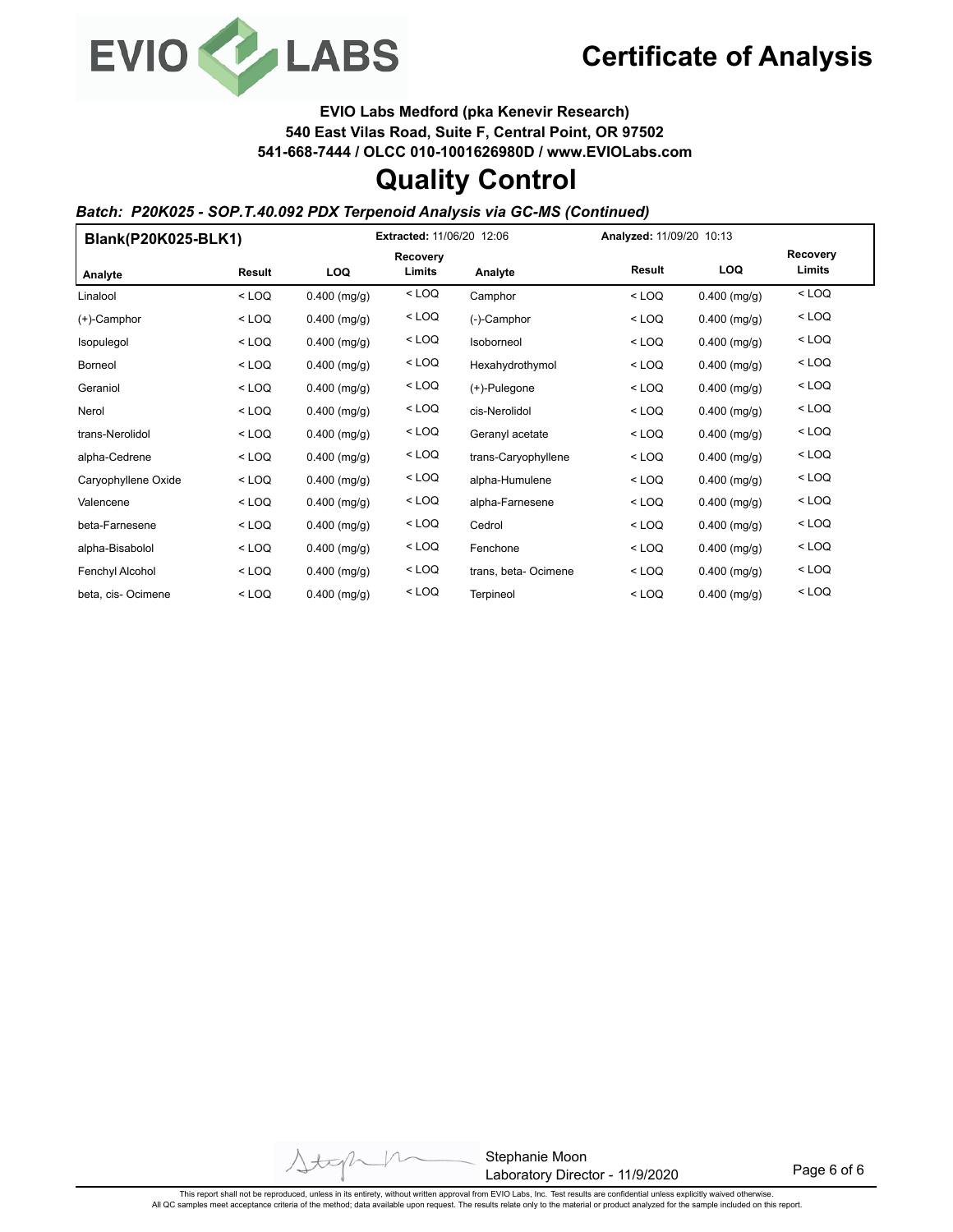# Certificate of Analysis

**EVIO Labs Medford (pka Kenevir Research)**
**540 East Vilas Road, Suite F, Central Point, OR 97502**
**541-668-7444 / OLCC 010-1001626980D / www.EVIOLabs.com**

# Quality Control

***Batch: P20K025 - SOP.T.40.092 PDX Terpenoid Analysis via GC-MS (Continued)***

| **Blank(P20K025-BLK1)** | | | **Extracted:** 11/06/20 12:06 | | **Analyzed:** 11/09/20 10:13 | | |
|---|---|---|---|---|---|---|---|
| **Analyte** | **Result** | **LOQ** | **Recovery Limits** | **Analyte** | **Result** | **LOQ** | **Recovery Limits** |
| Linalool | < LOQ | 0.400 (mg/g) | < LOQ | Camphor | < LOQ | 0.400 (mg/g) | < LOQ |
| (+)-Camphor | < LOQ | 0.400 (mg/g) | < LOQ | (-)-Camphor | < LOQ | 0.400 (mg/g) | < LOQ |
| Isopulegol | < LOQ | 0.400 (mg/g) | < LOQ | Isoborneol | < LOQ | 0.400 (mg/g) | < LOQ |
| Borneol | < LOQ | 0.400 (mg/g) | < LOQ | Hexahydrothymol | < LOQ | 0.400 (mg/g) | < LOQ |
| Geraniol | < LOQ | 0.400 (mg/g) | < LOQ | (+)-Pulegone | < LOQ | 0.400 (mg/g) | < LOQ |
| Nerol | < LOQ | 0.400 (mg/g) | < LOQ | cis-Nerolidol | < LOQ | 0.400 (mg/g) | < LOQ |
| trans-Nerolidol | < LOQ | 0.400 (mg/g) | < LOQ | Geranyl acetate | < LOQ | 0.400 (mg/g) | < LOQ |
| alpha-Cedrene | < LOQ | 0.400 (mg/g) | < LOQ | trans-Caryophyllene | < LOQ | 0.400 (mg/g) | < LOQ |
| Caryophyllene Oxide | < LOQ | 0.400 (mg/g) | < LOQ | alpha-Humulene | < LOQ | 0.400 (mg/g) | < LOQ |
| Valencene | < LOQ | 0.400 (mg/g) | < LOQ | alpha-Farnesene | < LOQ | 0.400 (mg/g) | < LOQ |
| beta-Farnesene | < LOQ | 0.400 (mg/g) | < LOQ | Cedrol | < LOQ | 0.400 (mg/g) | < LOQ |
| alpha-Bisabolol | < LOQ | 0.400 (mg/g) | < LOQ | Fenchone | < LOQ | 0.400 (mg/g) | < LOQ |
| Fenchyl Alcohol | < LOQ | 0.400 (mg/g) | < LOQ | trans, beta- Ocimene | < LOQ | 0.400 (mg/g) | < LOQ |
| beta, cis- Ocimene | < LOQ | 0.400 (mg/g) | < LOQ | Terpineol | < LOQ | 0.400 (mg/g) | < LOQ |

Stephanie Moon
Laboratory Director - 11/9/2020

This report shall not be reproduced, unless in its entirety, without written approval from EVIO Labs, Inc. Test results are confidential unless explicitly waived otherwise.
All QC samples meet acceptance criteria of the method; data available upon request. The results relate only to the material or product analyzed for the sample included on this report.